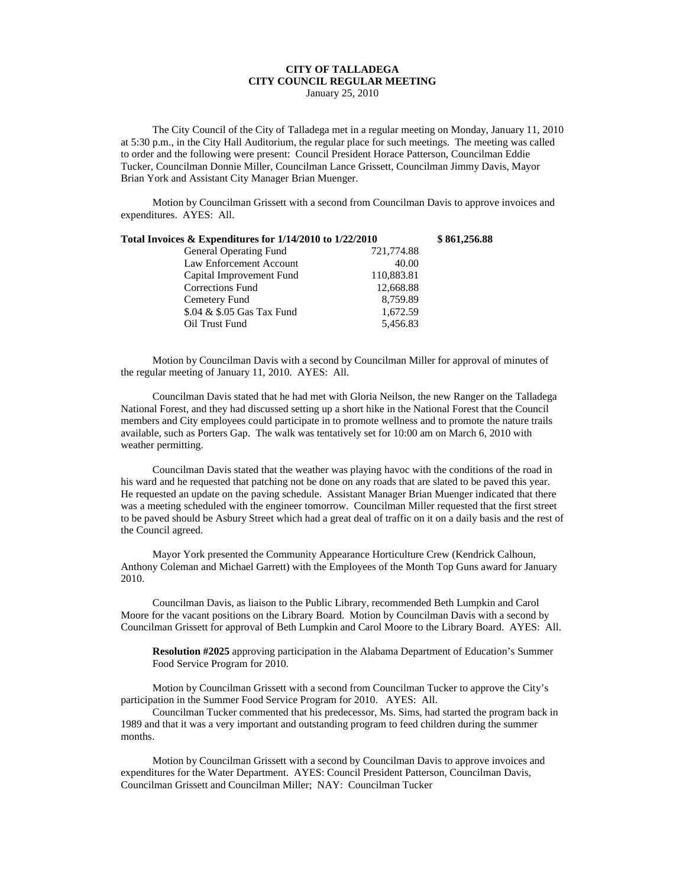**CITY OF TALLADEGA**
**CITY COUNCIL REGULAR MEETING**
January 25, 2010

The City Council of the City of Talladega met in a regular meeting on Monday, January 11, 2010 at 5:30 p.m., in the City Hall Auditorium, the regular place for such meetings. The meeting was called to order and the following were present: Council President Horace Patterson, Councilman Eddie Tucker, Councilman Donnie Miller, Councilman Lance Grissett, Councilman Jimmy Davis, Mayor Brian York and Assistant City Manager Brian Muenger.

Motion by Councilman Grissett with a second from Councilman Davis to approve invoices and expenditures. AYES: All.

| **Total Invoices & Expenditures for 1/14/2010 to 1/22/2010** | | **$ 861,256.88** |
|---|---|---|
| General Operating Fund | 721,774.88 | |
| Law Enforcement Account | 40.00 | |
| Capital Improvement Fund | 110,883.81 | |
| Corrections Fund | 12,668.88 | |
| Cemetery Fund | 8,759.89 | |
| $.04 & $.05 Gas Tax Fund | 1,672.59 | |
| Oil Trust Fund | 5,456.83 | |

Motion by Councilman Davis with a second by Councilman Miller for approval of minutes of the regular meeting of January 11, 2010. AYES: All.

Councilman Davis stated that he had met with Gloria Neilson, the new Ranger on the Talladega National Forest, and they had discussed setting up a short hike in the National Forest that the Council members and City employees could participate in to promote wellness and to promote the nature trails available, such as Porters Gap. The walk was tentatively set for 10:00 am on March 6, 2010 with weather permitting.

Councilman Davis stated that the weather was playing havoc with the conditions of the road in his ward and he requested that patching not be done on any roads that are slated to be paved this year. He requested an update on the paving schedule. Assistant Manager Brian Muenger indicated that there was a meeting scheduled with the engineer tomorrow. Councilman Miller requested that the first street to be paved should be Asbury Street which had a great deal of traffic on it on a daily basis and the rest of the Council agreed.

Mayor York presented the Community Appearance Horticulture Crew (Kendrick Calhoun, Anthony Coleman and Michael Garrett) with the Employees of the Month Top Guns award for January 2010.

Councilman Davis, as liaison to the Public Library, recommended Beth Lumpkin and Carol Moore for the vacant positions on the Library Board. Motion by Councilman Davis with a second by Councilman Grissett for approval of Beth Lumpkin and Carol Moore to the Library Board. AYES: All.

**Resolution #2025** approving participation in the Alabama Department of Education's Summer Food Service Program for 2010.

Motion by Councilman Grissett with a second from Councilman Tucker to approve the City's participation in the Summer Food Service Program for 2010. AYES: All.

Councilman Tucker commented that his predecessor, Ms. Sims, had started the program back in 1989 and that it was a very important and outstanding program to feed children during the summer months.

Motion by Councilman Grissett with a second by Councilman Davis to approve invoices and expenditures for the Water Department. AYES: Council President Patterson, Councilman Davis, Councilman Grissett and Councilman Miller; NAY: Councilman Tucker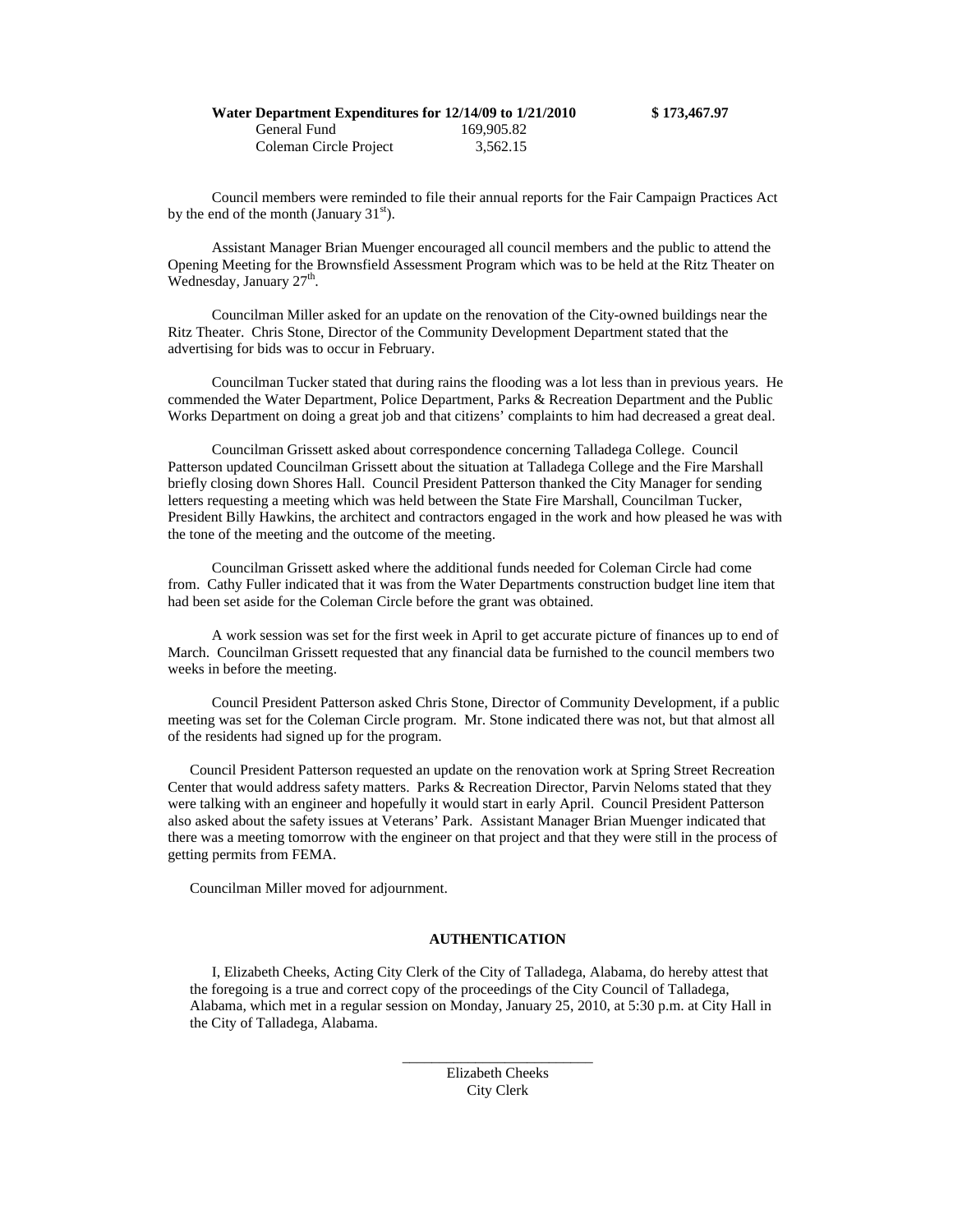**Water Department Expenditures for 12/14/09 to 1/21/2010 $ 173,467.97**

| | |
|---|---|
| General Fund | 169,905.82 |
| Coleman Circle Project | 3,562.15 |

Council members were reminded to file their annual reports for the Fair Campaign Practices Act by the end of the month (January 31st).

Assistant Manager Brian Muenger encouraged all council members and the public to attend the Opening Meeting for the Brownsfield Assessment Program which was to be held at the Ritz Theater on Wednesday, January 27th.

Councilman Miller asked for an update on the renovation of the City-owned buildings near the Ritz Theater. Chris Stone, Director of the Community Development Department stated that the advertising for bids was to occur in February.

Councilman Tucker stated that during rains the flooding was a lot less than in previous years. He commended the Water Department, Police Department, Parks & Recreation Department and the Public Works Department on doing a great job and that citizens' complaints to him had decreased a great deal.

Councilman Grissett asked about correspondence concerning Talladega College. Council Patterson updated Councilman Grissett about the situation at Talladega College and the Fire Marshall briefly closing down Shores Hall. Council President Patterson thanked the City Manager for sending letters requesting a meeting which was held between the State Fire Marshall, Councilman Tucker, President Billy Hawkins, the architect and contractors engaged in the work and how pleased he was with the tone of the meeting and the outcome of the meeting.

Councilman Grissett asked where the additional funds needed for Coleman Circle had come from. Cathy Fuller indicated that it was from the Water Departments construction budget line item that had been set aside for the Coleman Circle before the grant was obtained.

A work session was set for the first week in April to get accurate picture of finances up to end of March. Councilman Grissett requested that any financial data be furnished to the council members two weeks in before the meeting.

Council President Patterson asked Chris Stone, Director of Community Development, if a public meeting was set for the Coleman Circle program. Mr. Stone indicated there was not, but that almost all of the residents had signed up for the program.

Council President Patterson requested an update on the renovation work at Spring Street Recreation Center that would address safety matters. Parks & Recreation Director, Parvin Neloms stated that they were talking with an engineer and hopefully it would start in early April. Council President Patterson also asked about the safety issues at Veterans' Park. Assistant Manager Brian Muenger indicated that there was a meeting tomorrow with the engineer on that project and that they were still in the process of getting permits from FEMA.

Councilman Miller moved for adjournment.

**AUTHENTICATION**

I, Elizabeth Cheeks, Acting City Clerk of the City of Talladega, Alabama, do hereby attest that the foregoing is a true and correct copy of the proceedings of the City Council of Talladega, Alabama, which met in a regular session on Monday, January 25, 2010, at 5:30 p.m. at City Hall in the City of Talladega, Alabama.

\_\_\_\_\_\_\_\_\_\_\_\_\_\_\_\_\_\_\_\_\_\_\_\_\_\_

Elizabeth Cheeks
City Clerk